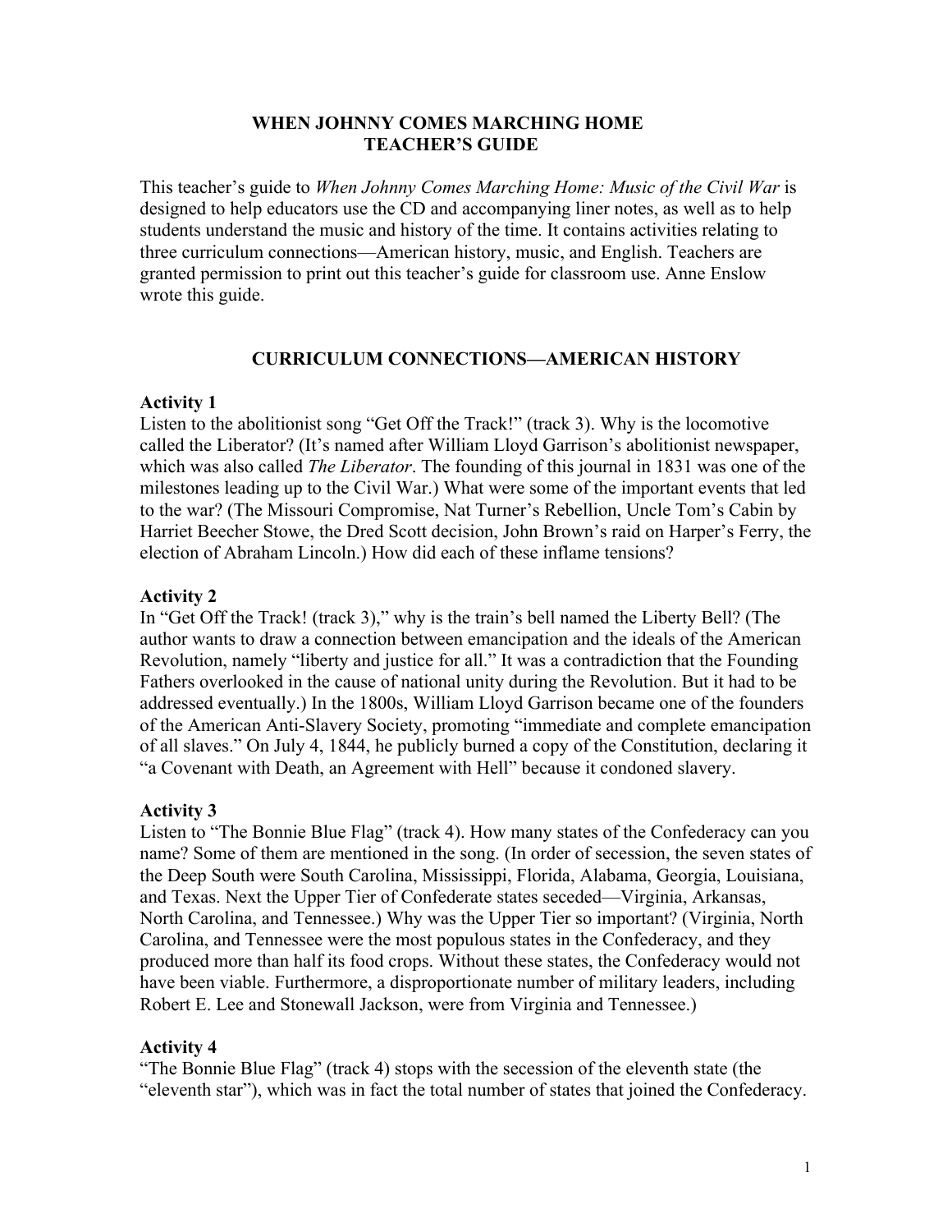# WHEN JOHNNY COMES MARCHING HOME
# TEACHER'S GUIDE

This teacher's guide to *When Johnny Comes Marching Home: Music of the Civil War* is designed to help educators use the CD and accompanying liner notes, as well as to help students understand the music and history of the time. It contains activities relating to three curriculum connections—American history, music, and English. Teachers are granted permission to print out this teacher's guide for classroom use. Anne Enslow wrote this guide.

## CURRICULUM CONNECTIONS—AMERICAN HISTORY

### Activity 1

Listen to the abolitionist song "Get Off the Track!" (track 3). Why is the locomotive called the Liberator? (It's named after William Lloyd Garrison's abolitionist newspaper, which was also called *The Liberator*. The founding of this journal in 1831 was one of the milestones leading up to the Civil War.) What were some of the important events that led to the war? (The Missouri Compromise, Nat Turner's Rebellion, Uncle Tom's Cabin by Harriet Beecher Stowe, the Dred Scott decision, John Brown's raid on Harper's Ferry, the election of Abraham Lincoln.) How did each of these inflame tensions?

### Activity 2

In "Get Off the Track! (track 3)," why is the train's bell named the Liberty Bell? (The author wants to draw a connection between emancipation and the ideals of the American Revolution, namely "liberty and justice for all." It was a contradiction that the Founding Fathers overlooked in the cause of national unity during the Revolution. But it had to be addressed eventually.) In the 1800s, William Lloyd Garrison became one of the founders of the American Anti-Slavery Society, promoting "immediate and complete emancipation of all slaves." On July 4, 1844, he publicly burned a copy of the Constitution, declaring it "a Covenant with Death, an Agreement with Hell" because it condoned slavery.

### Activity 3

Listen to "The Bonnie Blue Flag" (track 4). How many states of the Confederacy can you name? Some of them are mentioned in the song. (In order of secession, the seven states of the Deep South were South Carolina, Mississippi, Florida, Alabama, Georgia, Louisiana, and Texas. Next the Upper Tier of Confederate states seceded—Virginia, Arkansas, North Carolina, and Tennessee.) Why was the Upper Tier so important? (Virginia, North Carolina, and Tennessee were the most populous states in the Confederacy, and they produced more than half its food crops. Without these states, the Confederacy would not have been viable. Furthermore, a disproportionate number of military leaders, including Robert E. Lee and Stonewall Jackson, were from Virginia and Tennessee.)

### Activity 4

"The Bonnie Blue Flag" (track 4) stops with the secession of the eleventh state (the "eleventh star"), which was in fact the total number of states that joined the Confederacy.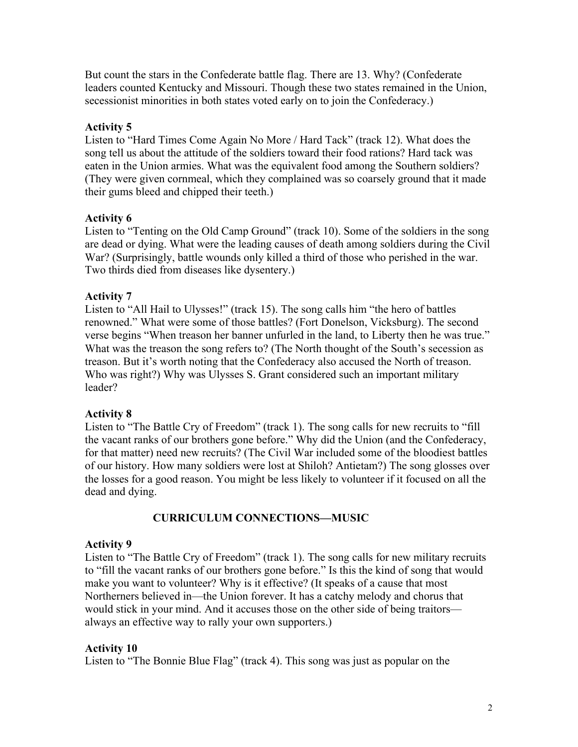But count the stars in the Confederate battle flag. There are 13. Why? (Confederate leaders counted Kentucky and Missouri. Though these two states remained in the Union, secessionist minorities in both states voted early on to join the Confederacy.)

**Activity 5**
Listen to "Hard Times Come Again No More / Hard Tack" (track 12). What does the song tell us about the attitude of the soldiers toward their food rations? Hard tack was eaten in the Union armies. What was the equivalent food among the Southern soldiers? (They were given cornmeal, which they complained was so coarsely ground that it made their gums bleed and chipped their teeth.)

**Activity 6**
Listen to "Tenting on the Old Camp Ground" (track 10). Some of the soldiers in the song are dead or dying. What were the leading causes of death among soldiers during the Civil War? (Surprisingly, battle wounds only killed a third of those who perished in the war. Two thirds died from diseases like dysentery.)

**Activity 7**
Listen to "All Hail to Ulysses!" (track 15). The song calls him "the hero of battles renowned." What were some of those battles? (Fort Donelson, Vicksburg). The second verse begins "When treason her banner unfurled in the land, to Liberty then he was true." What was the treason the song refers to? (The North thought of the South's secession as treason. But it's worth noting that the Confederacy also accused the North of treason. Who was right?) Why was Ulysses S. Grant considered such an important military leader?

**Activity 8**
Listen to "The Battle Cry of Freedom" (track 1). The song calls for new recruits to "fill the vacant ranks of our brothers gone before." Why did the Union (and the Confederacy, for that matter) need new recruits? (The Civil War included some of the bloodiest battles of our history. How many soldiers were lost at Shiloh? Antietam?) The song glosses over the losses for a good reason. You might be less likely to volunteer if it focused on all the dead and dying.

## CURRICULUM CONNECTIONS—MUSIC

**Activity 9**
Listen to "The Battle Cry of Freedom" (track 1). The song calls for new military recruits to "fill the vacant ranks of our brothers gone before." Is this the kind of song that would make you want to volunteer? Why is it effective? (It speaks of a cause that most Northerners believed in—the Union forever. It has a catchy melody and chorus that would stick in your mind. And it accuses those on the other side of being traitors—always an effective way to rally your own supporters.)

**Activity 10**
Listen to "The Bonnie Blue Flag" (track 4). This song was just as popular on the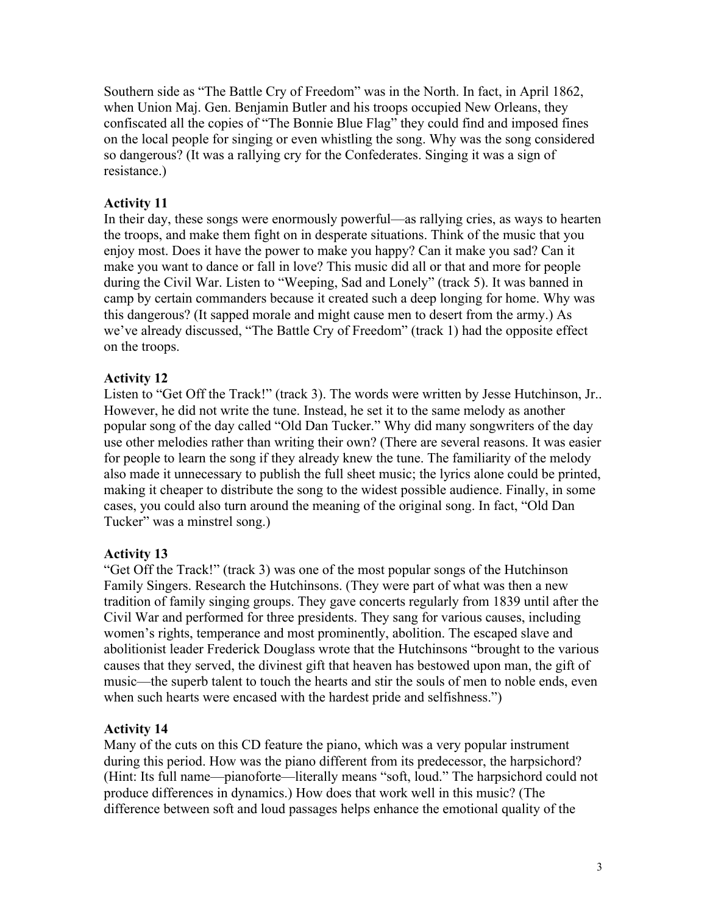Southern side as “The Battle Cry of Freedom” was in the North. In fact, in April 1862, when Union Maj. Gen. Benjamin Butler and his troops occupied New Orleans, they confiscated all the copies of “The Bonnie Blue Flag” they could find and imposed fines on the local people for singing or even whistling the song. Why was the song considered so dangerous? (It was a rallying cry for the Confederates. Singing it was a sign of resistance.)

**Activity 11**
In their day, these songs were enormously powerful—as rallying cries, as ways to hearten the troops, and make them fight on in desperate situations. Think of the music that you enjoy most. Does it have the power to make you happy? Can it make you sad? Can it make you want to dance or fall in love? This music did all or that and more for people during the Civil War. Listen to “Weeping, Sad and Lonely” (track 5). It was banned in camp by certain commanders because it created such a deep longing for home. Why was this dangerous? (It sapped morale and might cause men to desert from the army.) As we’ve already discussed, “The Battle Cry of Freedom” (track 1) had the opposite effect on the troops.

**Activity 12**
Listen to “Get Off the Track!” (track 3). The words were written by Jesse Hutchinson, Jr.. However, he did not write the tune. Instead, he set it to the same melody as another popular song of the day called “Old Dan Tucker.” Why did many songwriters of the day use other melodies rather than writing their own? (There are several reasons. It was easier for people to learn the song if they already knew the tune. The familiarity of the melody also made it unnecessary to publish the full sheet music; the lyrics alone could be printed, making it cheaper to distribute the song to the widest possible audience. Finally, in some cases, you could also turn around the meaning of the original song. In fact, “Old Dan Tucker” was a minstrel song.)

**Activity 13**
“Get Off the Track!” (track 3) was one of the most popular songs of the Hutchinson Family Singers. Research the Hutchinsons. (They were part of what was then a new tradition of family singing groups. They gave concerts regularly from 1839 until after the Civil War and performed for three presidents. They sang for various causes, including women’s rights, temperance and most prominently, abolition. The escaped slave and abolitionist leader Frederick Douglass wrote that the Hutchinsons “brought to the various causes that they served, the divinest gift that heaven has bestowed upon man, the gift of music—the superb talent to touch the hearts and stir the souls of men to noble ends, even when such hearts were encased with the hardest pride and selfishness.”)

**Activity 14**
Many of the cuts on this CD feature the piano, which was a very popular instrument during this period. How was the piano different from its predecessor, the harpsichord? (Hint: Its full name—pianoforte—literally means “soft, loud.” The harpsichord could not produce differences in dynamics.) How does that work well in this music? (The difference between soft and loud passages helps enhance the emotional quality of the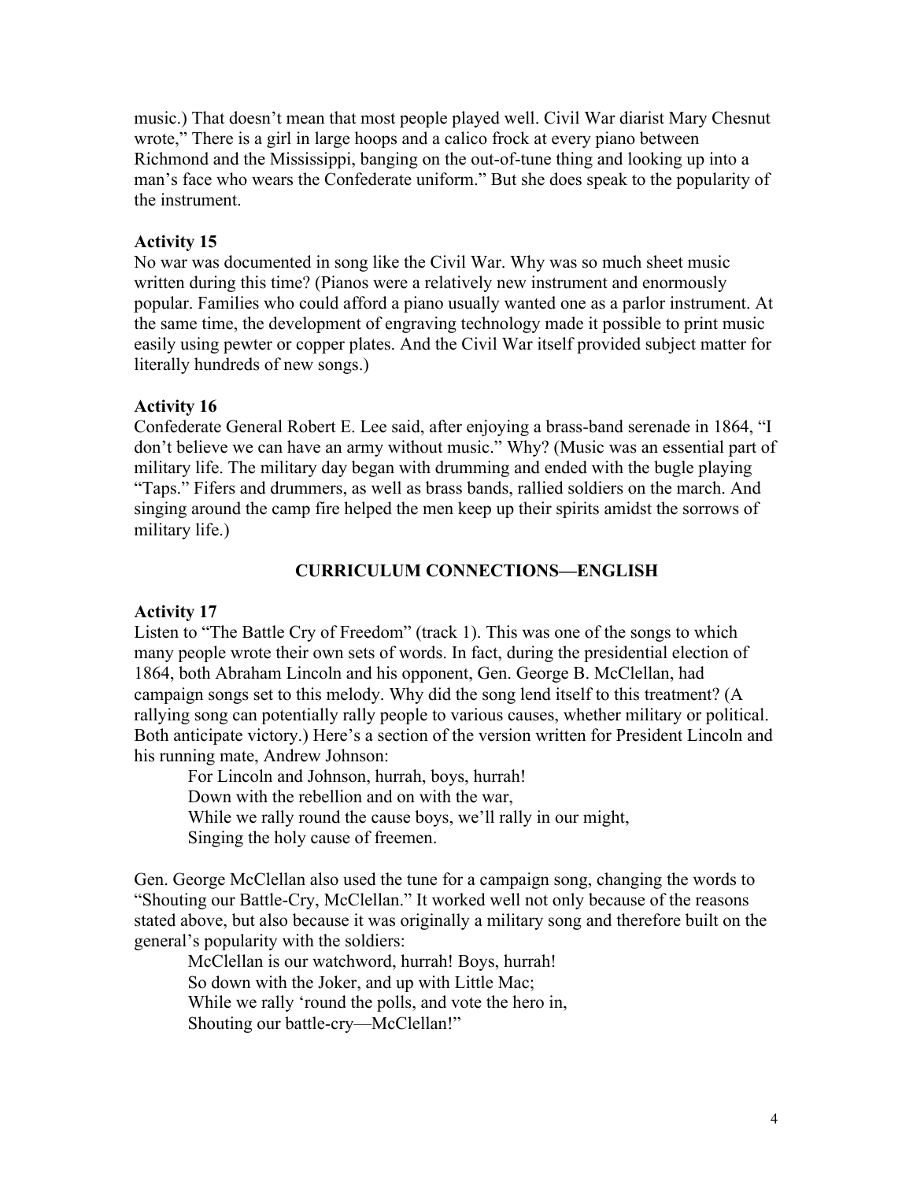music.) That doesn't mean that most people played well. Civil War diarist Mary Chesnut wrote," There is a girl in large hoops and a calico frock at every piano between Richmond and the Mississippi, banging on the out-of-tune thing and looking up into a man's face who wears the Confederate uniform." But she does speak to the popularity of the instrument.

**Activity 15**

No war was documented in song like the Civil War. Why was so much sheet music written during this time? (Pianos were a relatively new instrument and enormously popular. Families who could afford a piano usually wanted one as a parlor instrument. At the same time, the development of engraving technology made it possible to print music easily using pewter or copper plates. And the Civil War itself provided subject matter for literally hundreds of new songs.)

**Activity 16**

Confederate General Robert E. Lee said, after enjoying a brass-band serenade in 1864, "I don't believe we can have an army without music." Why? (Music was an essential part of military life. The military day began with drumming and ended with the bugle playing "Taps." Fifers and drummers, as well as brass bands, rallied soldiers on the march. And singing around the camp fire helped the men keep up their spirits amidst the sorrows of military life.)

## CURRICULUM CONNECTIONS—ENGLISH

**Activity 17**

Listen to "The Battle Cry of Freedom" (track 1). This was one of the songs to which many people wrote their own sets of words. In fact, during the presidential election of 1864, both Abraham Lincoln and his opponent, Gen. George B. McClellan, had campaign songs set to this melody. Why did the song lend itself to this treatment? (A rallying song can potentially rally people to various causes, whether military or political. Both anticipate victory.) Here's a section of the version written for President Lincoln and his running mate, Andrew Johnson:

> For Lincoln and Johnson, hurrah, boys, hurrah!
> Down with the rebellion and on with the war,
> While we rally round the cause boys, we'll rally in our might,
> Singing the holy cause of freemen.

Gen. George McClellan also used the tune for a campaign song, changing the words to "Shouting our Battle-Cry, McClellan." It worked well not only because of the reasons stated above, but also because it was originally a military song and therefore built on the general's popularity with the soldiers:

> McClellan is our watchword, hurrah! Boys, hurrah!
> So down with the Joker, and up with Little Mac;
> While we rally 'round the polls, and vote the hero in,
> Shouting our battle-cry—McClellan!"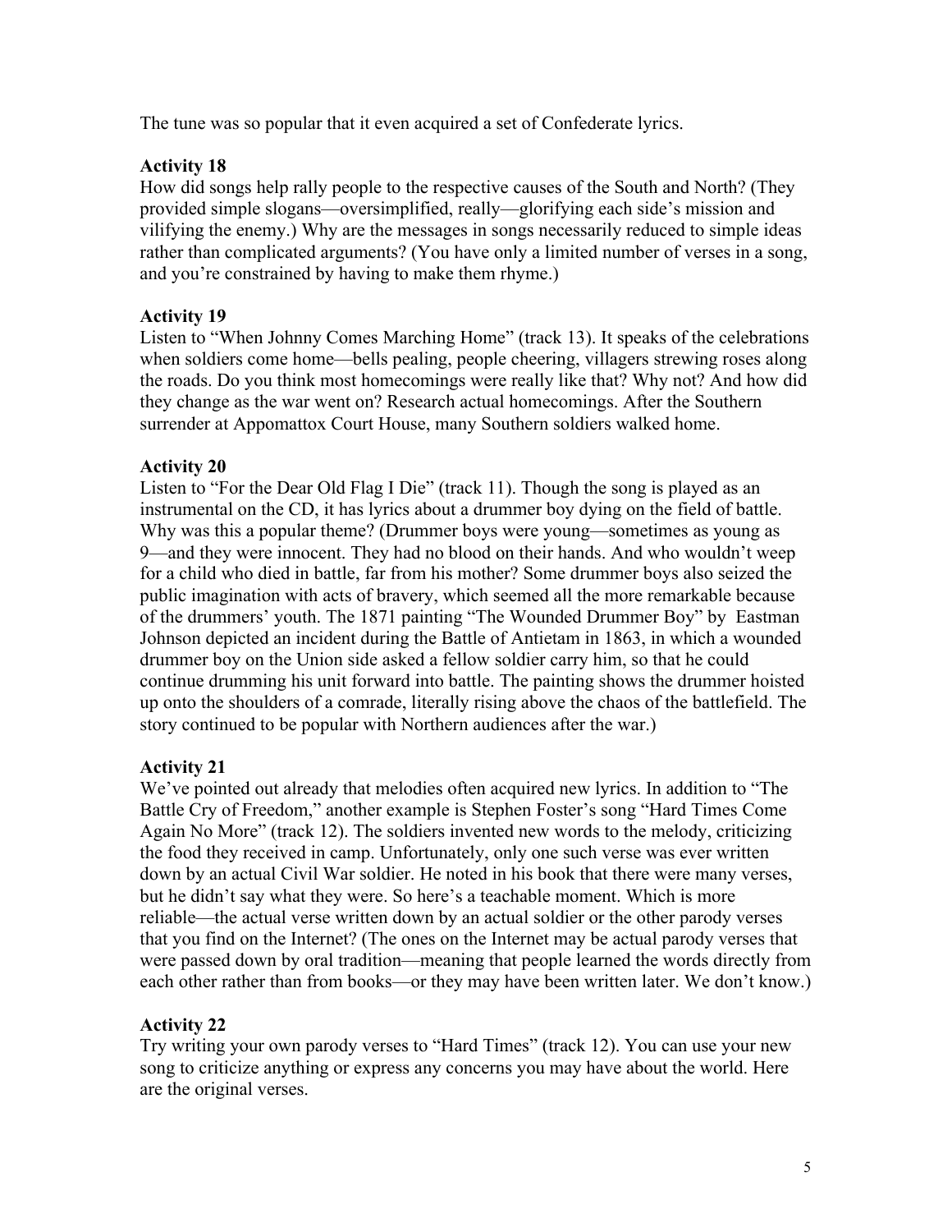The tune was so popular that it even acquired a set of Confederate lyrics.

**Activity 18**

How did songs help rally people to the respective causes of the South and North? (They provided simple slogans—oversimplified, really—glorifying each side's mission and vilifying the enemy.) Why are the messages in songs necessarily reduced to simple ideas rather than complicated arguments? (You have only a limited number of verses in a song, and you're constrained by having to make them rhyme.)

**Activity 19**

Listen to "When Johnny Comes Marching Home" (track 13). It speaks of the celebrations when soldiers come home—bells pealing, people cheering, villagers strewing roses along the roads. Do you think most homecomings were really like that? Why not? And how did they change as the war went on? Research actual homecomings. After the Southern surrender at Appomattox Court House, many Southern soldiers walked home.

**Activity 20**

Listen to "For the Dear Old Flag I Die" (track 11). Though the song is played as an instrumental on the CD, it has lyrics about a drummer boy dying on the field of battle. Why was this a popular theme? (Drummer boys were young—sometimes as young as 9—and they were innocent. They had no blood on their hands. And who wouldn't weep for a child who died in battle, far from his mother? Some drummer boys also seized the public imagination with acts of bravery, which seemed all the more remarkable because of the drummers' youth. The 1871 painting "The Wounded Drummer Boy" by Eastman Johnson depicted an incident during the Battle of Antietam in 1863, in which a wounded drummer boy on the Union side asked a fellow soldier carry him, so that he could continue drumming his unit forward into battle. The painting shows the drummer hoisted up onto the shoulders of a comrade, literally rising above the chaos of the battlefield. The story continued to be popular with Northern audiences after the war.)

**Activity 21**

We've pointed out already that melodies often acquired new lyrics. In addition to "The Battle Cry of Freedom," another example is Stephen Foster's song "Hard Times Come Again No More" (track 12). The soldiers invented new words to the melody, criticizing the food they received in camp. Unfortunately, only one such verse was ever written down by an actual Civil War soldier. He noted in his book that there were many verses, but he didn't say what they were. So here's a teachable moment. Which is more reliable—the actual verse written down by an actual soldier or the other parody verses that you find on the Internet? (The ones on the Internet may be actual parody verses that were passed down by oral tradition—meaning that people learned the words directly from each other rather than from books—or they may have been written later. We don't know.)

**Activity 22**

Try writing your own parody verses to "Hard Times" (track 12). You can use your new song to criticize anything or express any concerns you may have about the world. Here are the original verses.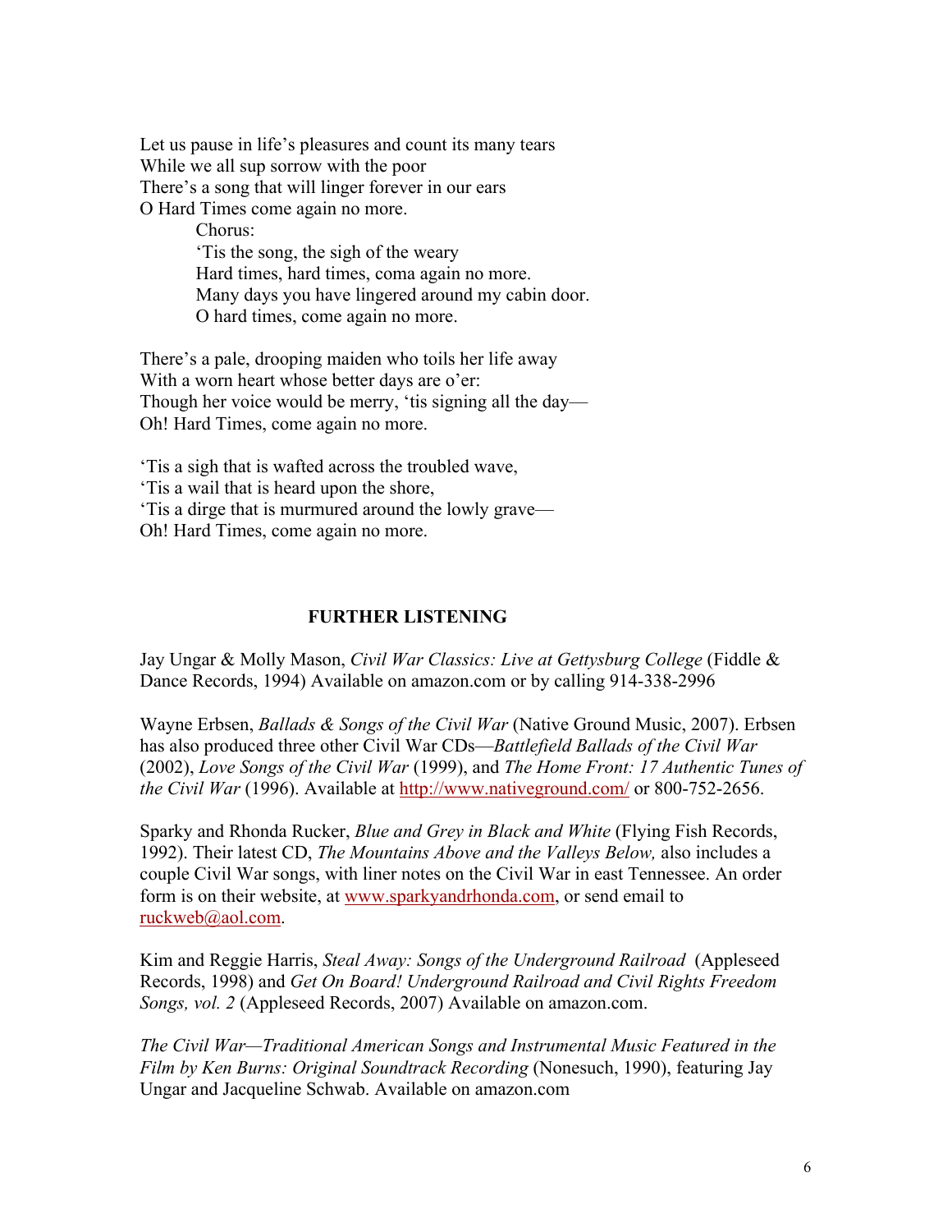Let us pause in life's pleasures and count its many tears
While we all sup sorrow with the poor
There's a song that will linger forever in our ears
O Hard Times come again no more.

> Chorus:
> 'Tis the song, the sigh of the weary
> Hard times, hard times, coma again no more.
> Many days you have lingered around my cabin door.
> O hard times, come again no more.

There's a pale, drooping maiden who toils her life away
With a worn heart whose better days are o'er:
Though her voice would be merry, 'tis signing all the day—
Oh! Hard Times, come again no more.

'Tis a sigh that is wafted across the troubled wave,
'Tis a wail that is heard upon the shore,
'Tis a dirge that is murmured around the lowly grave—
Oh! Hard Times, come again no more.

## FURTHER LISTENING

Jay Ungar & Molly Mason, *Civil War Classics: Live at Gettysburg College* (Fiddle & Dance Records, 1994) Available on amazon.com or by calling 914-338-2996

Wayne Erbsen, *Ballads & Songs of the Civil War* (Native Ground Music, 2007). Erbsen has also produced three other Civil War CDs—*Battlefield Ballads of the Civil War* (2002), *Love Songs of the Civil War* (1999), and *The Home Front: 17 Authentic Tunes of the Civil War* (1996). Available at http://www.nativeground.com/ or 800-752-2656.

Sparky and Rhonda Rucker, *Blue and Grey in Black and White* (Flying Fish Records, 1992). Their latest CD, *The Mountains Above and the Valleys Below,* also includes a couple Civil War songs, with liner notes on the Civil War in east Tennessee. An order form is on their website, at www.sparkyandrhonda.com, or send email to ruckweb@aol.com.

Kim and Reggie Harris, *Steal Away: Songs of the Underground Railroad* (Appleseed Records, 1998) and *Get On Board! Underground Railroad and Civil Rights Freedom Songs, vol. 2* (Appleseed Records, 2007) Available on amazon.com.

*The Civil War—Traditional American Songs and Instrumental Music Featured in the Film by Ken Burns: Original Soundtrack Recording* (Nonesuch, 1990), featuring Jay Ungar and Jacqueline Schwab. Available on amazon.com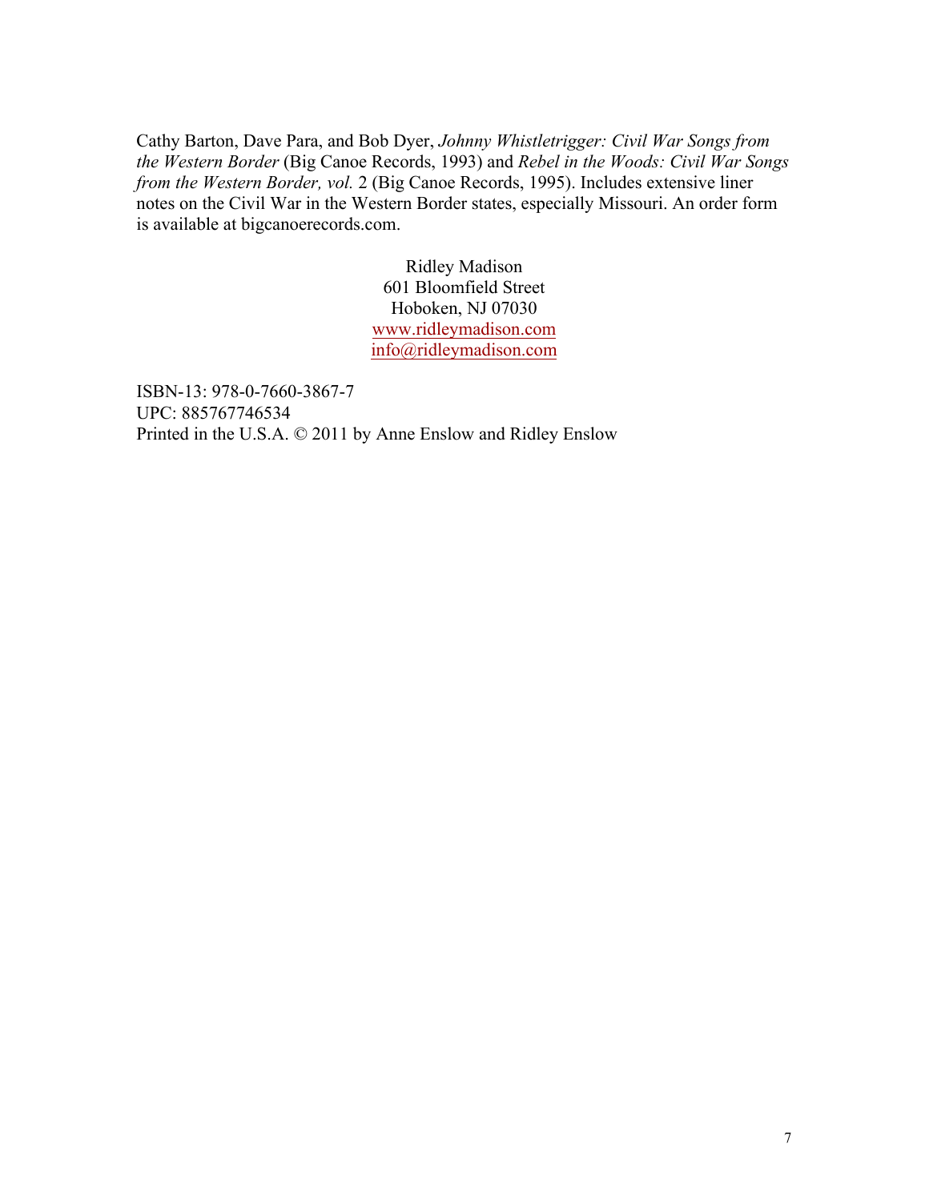Cathy Barton, Dave Para, and Bob Dyer, *Johnny Whistletrigger: Civil War Songs from the Western Border* (Big Canoe Records, 1993) and *Rebel in the Woods: Civil War Songs from the Western Border, vol.* 2 (Big Canoe Records, 1995). Includes extensive liner notes on the Civil War in the Western Border states, especially Missouri. An order form is available at bigcanoerecords.com.

Ridley Madison
601 Bloomfield Street
Hoboken, NJ 07030
www.ridleymadison.com
info@ridleymadison.com

ISBN-13: 978-0-7660-3867-7
UPC: 885767746534
Printed in the U.S.A. © 2011 by Anne Enslow and Ridley Enslow